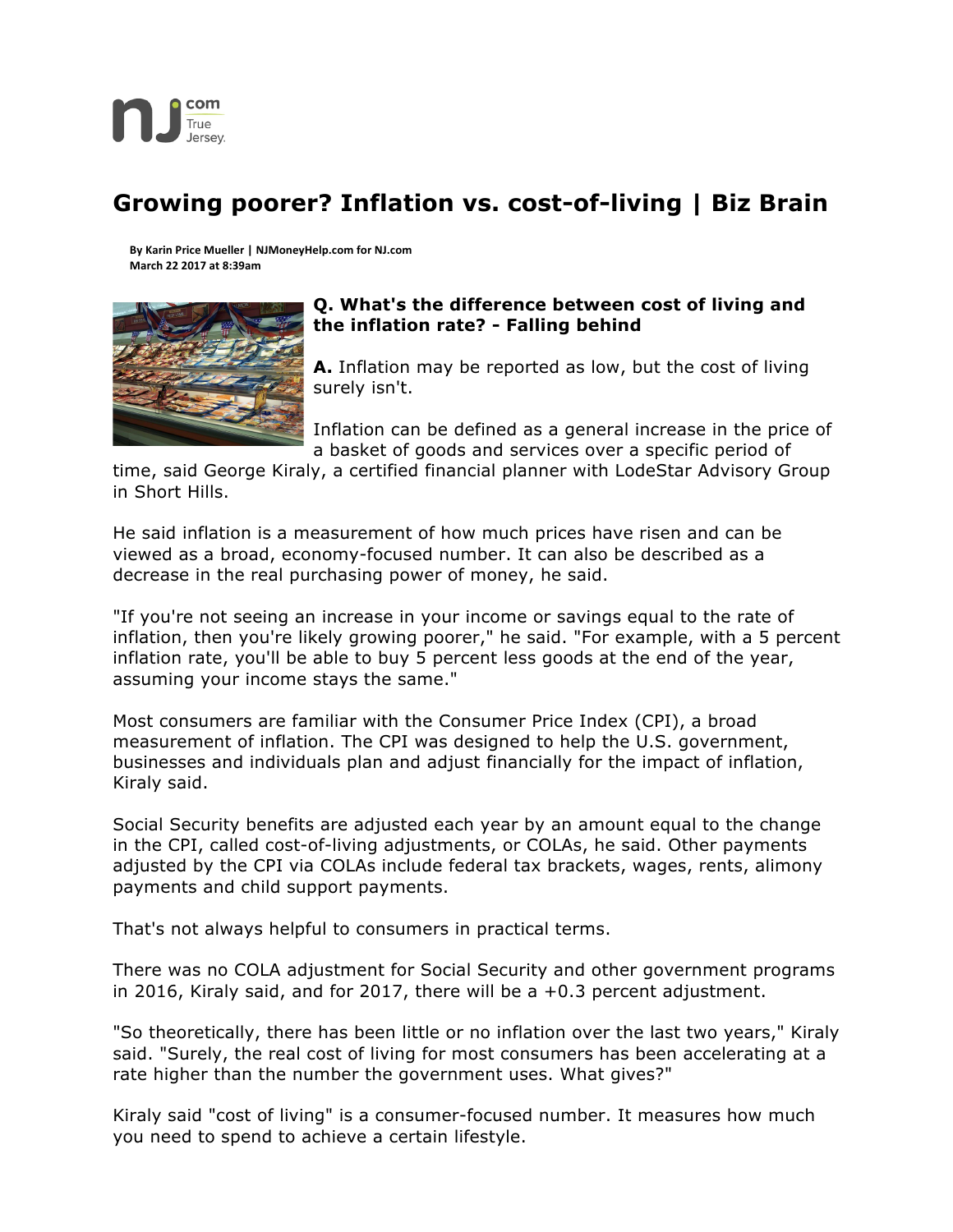# Growing poorer? Inflation vs. cost-of-living | Biz Brain

**By Karin Price Mueller | NJMoneyHelp.com for NJ.com**
**March 22 2017 at 8:39am**

**Q. What's the difference between cost of living and the inflation rate? - Falling behind**

**A.** Inflation may be reported as low, but the cost of living surely isn't.

Inflation can be defined as a general increase in the price of a basket of goods and services over a specific period of time, said George Kiraly, a certified financial planner with LodeStar Advisory Group in Short Hills.

He said inflation is a measurement of how much prices have risen and can be viewed as a broad, economy-focused number. It can also be described as a decrease in the real purchasing power of money, he said.

"If you're not seeing an increase in your income or savings equal to the rate of inflation, then you're likely growing poorer," he said. "For example, with a 5 percent inflation rate, you'll be able to buy 5 percent less goods at the end of the year, assuming your income stays the same."

Most consumers are familiar with the Consumer Price Index (CPI), a broad measurement of inflation. The CPI was designed to help the U.S. government, businesses and individuals plan and adjust financially for the impact of inflation, Kiraly said.

Social Security benefits are adjusted each year by an amount equal to the change in the CPI, called cost-of-living adjustments, or COLAs, he said. Other payments adjusted by the CPI via COLAs include federal tax brackets, wages, rents, alimony payments and child support payments.

That's not always helpful to consumers in practical terms.

There was no COLA adjustment for Social Security and other government programs in 2016, Kiraly said, and for 2017, there will be a +0.3 percent adjustment.

"So theoretically, there has been little or no inflation over the last two years," Kiraly said. "Surely, the real cost of living for most consumers has been accelerating at a rate higher than the number the government uses. What gives?"

Kiraly said "cost of living" is a consumer-focused number. It measures how much you need to spend to achieve a certain lifestyle.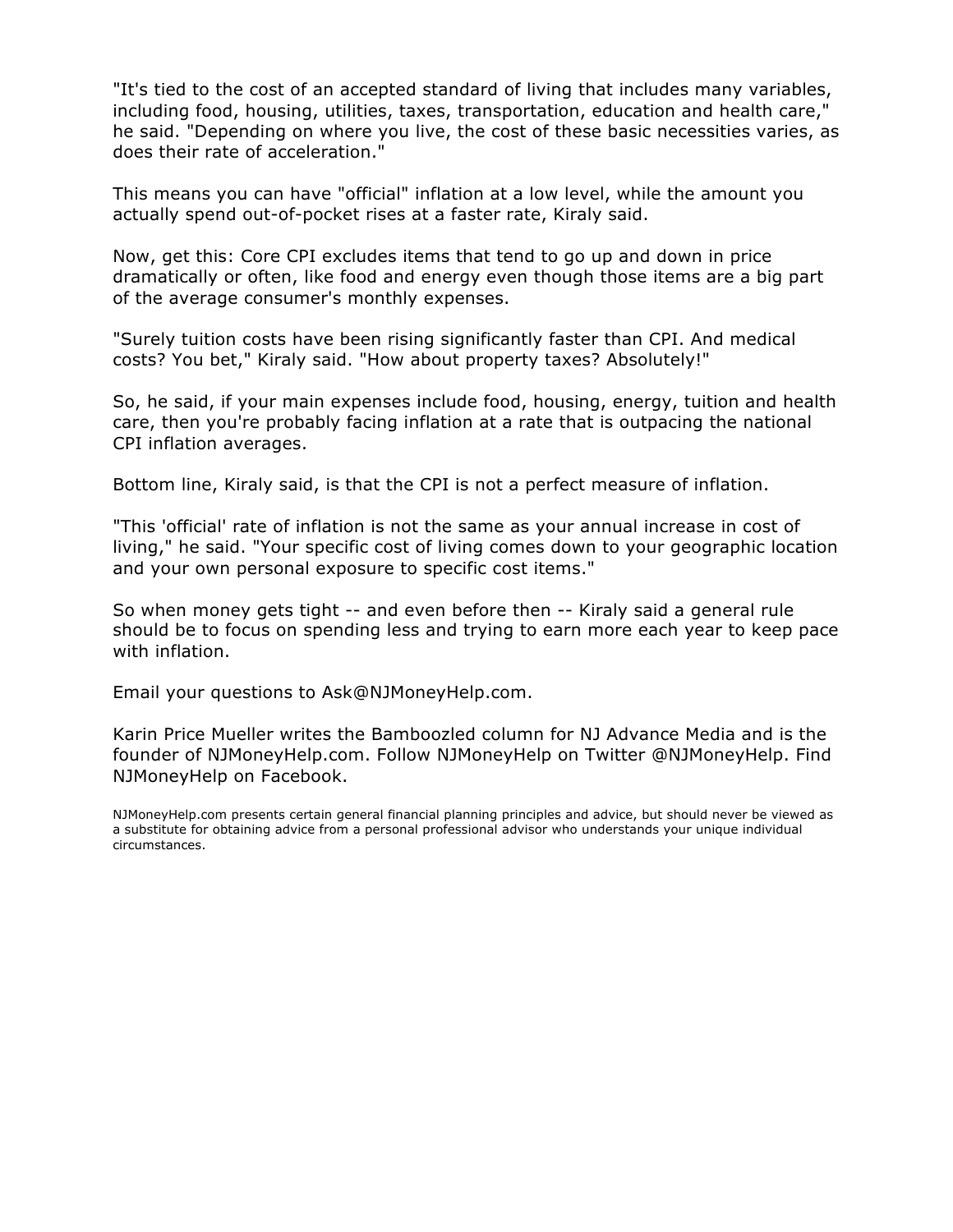"It's tied to the cost of an accepted standard of living that includes many variables, including food, housing, utilities, taxes, transportation, education and health care," he said. "Depending on where you live, the cost of these basic necessities varies, as does their rate of acceleration."

This means you can have "official" inflation at a low level, while the amount you actually spend out-of-pocket rises at a faster rate, Kiraly said.

Now, get this: Core CPI excludes items that tend to go up and down in price dramatically or often, like food and energy even though those items are a big part of the average consumer's monthly expenses.

"Surely tuition costs have been rising significantly faster than CPI. And medical costs? You bet," Kiraly said. "How about property taxes? Absolutely!"

So, he said, if your main expenses include food, housing, energy, tuition and health care, then you're probably facing inflation at a rate that is outpacing the national CPI inflation averages.

Bottom line, Kiraly said, is that the CPI is not a perfect measure of inflation.

"This 'official' rate of inflation is not the same as your annual increase in cost of living," he said. "Your specific cost of living comes down to your geographic location and your own personal exposure to specific cost items."

So when money gets tight -- and even before then -- Kiraly said a general rule should be to focus on spending less and trying to earn more each year to keep pace with inflation.

Email your questions to Ask@NJMoneyHelp.com.

Karin Price Mueller writes the Bamboozled column for NJ Advance Media and is the founder of NJMoneyHelp.com. Follow NJMoneyHelp on Twitter @NJMoneyHelp. Find NJMoneyHelp on Facebook.

NJMoneyHelp.com presents certain general financial planning principles and advice, but should never be viewed as a substitute for obtaining advice from a personal professional advisor who understands your unique individual circumstances.